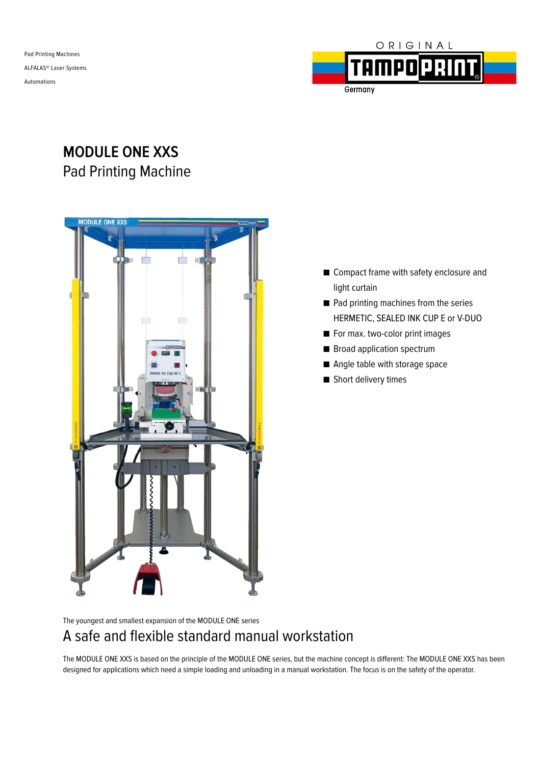Pad Printing Machines

ALFALAS® Laser Systems

Automations

ORIGINAL TAMPOPRINT Germany

# MODULE ONE XXS

## Pad Printing Machine

- Compact frame with safety enclosure and light curtain
- Pad printing machines from the series HERMETIC, SEALED INK CUP E or V-DUO
- For max. two-color print images
- Broad application spectrum
- Angle table with storage space
- Short delivery times

The youngest and smallest expansion of the MODULE ONE series

## A safe and flexible standard manual workstation

The MODULE ONE XXS is based on the principle of the MODULE ONE series, but the machine concept is different: The MODULE ONE XXS has been designed for applications which need a simple loading and unloading in a manual workstation. The focus is on the safety of the operator.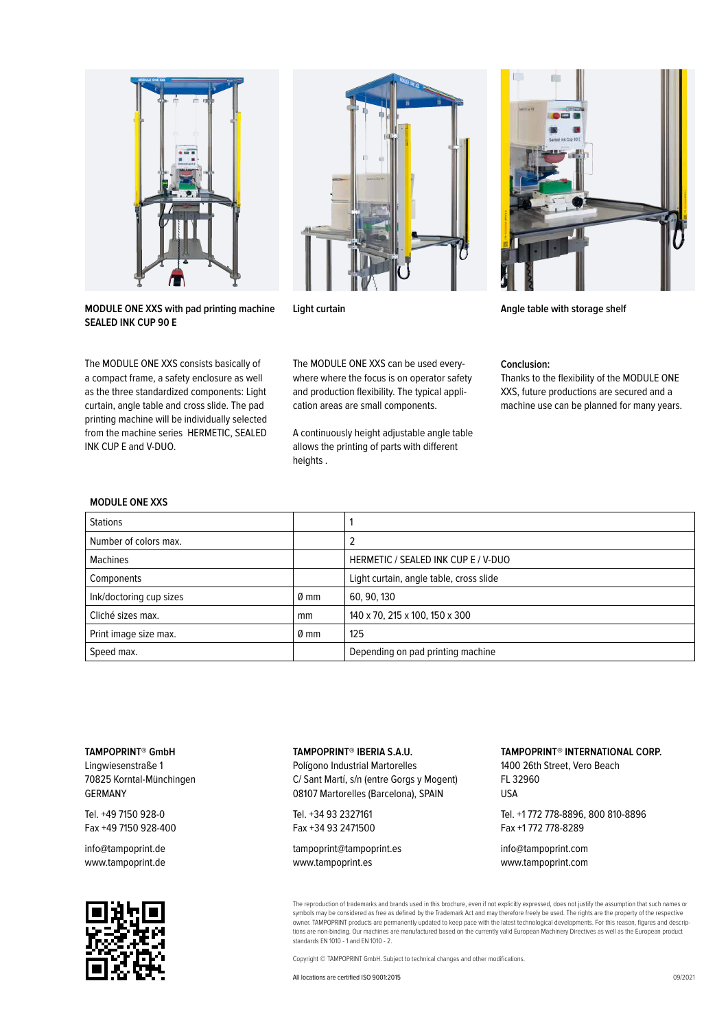**MODULE ONE XXS with pad printing machine SEALED INK CUP 90 E**

**Light curtain**

**Angle table with storage shelf**

The MODULE ONE XXS consists basically of a compact frame, a safety enclosure as well as the three standardized components: Light curtain, angle table and cross slide. The pad printing machine will be individually selected from the machine series HERMETIC, SEALED INK CUP E and V-DUO.

The MODULE ONE XXS can be used everywhere where the focus is on operator safety and production flexibility. The typical application areas are small components.

A continuously height adjustable angle table allows the printing of parts with different heights .

**Conclusion:**
Thanks to the flexibility of the MODULE ONE XXS, future productions are secured and a machine use can be planned for many years.

**MODULE ONE XXS**

| | | |
|---|---|---|
| Stations | | 1 |
| Number of colors max. | | 2 |
| Machines | | HERMETIC / SEALED INK CUP E / V-DUO |
| Components | | Light curtain, angle table, cross slide |
| Ink/doctoring cup sizes | Ø mm | 60, 90, 130 |
| Cliché sizes max. | mm | 140 x 70, 215 x 100, 150 x 300 |
| Print image size max. | Ø mm | 125 |
| Speed max. | | Depending on pad printing machine |

**TAMPOPRINT® GmbH**
Lingwiesenstraße 1
70825 Korntal-Münchingen
GERMANY

Tel. +49 7150 928-0
Fax +49 7150 928-400

info@tampoprint.de
www.tampoprint.de

**TAMPOPRINT® IBERIA S.A.U.**
Polígono Industrial Martorelles
C/ Sant Martí, s/n (entre Gorgs y Mogent)
08107 Martorelles (Barcelona), SPAIN

Tel. +34 93 2327161
Fax +34 93 2471500

tampoprint@tampoprint.es
www.tampoprint.es

**TAMPOPRINT® INTERNATIONAL CORP.**
1400 26th Street, Vero Beach
FL 32960
USA

Tel. +1 772 778-8896, 800 810-8896
Fax +1 772 778-8289

info@tampoprint.com
www.tampoprint.com

The reproduction of trademarks and brands used in this brochure, even if not explicitly expressed, does not justify the assumption that such names or symbols may be considered as free as defined by the Trademark Act and may therefore freely be used. The rights are the property of the respective owner. TAMPOPRINT products are permanently updated to keep pace with the latest technological developments. For this reason, figures and descriptions are non-binding. Our machines are manufactured based on the currently valid European Machinery Directives as well as the European product standards EN 1010 - 1 and EN 1010 - 2.

Copyright © TAMPOPRINT GmbH. Subject to technical changes and other modifications.

All locations are certified ISO 9001:2015

09/2021